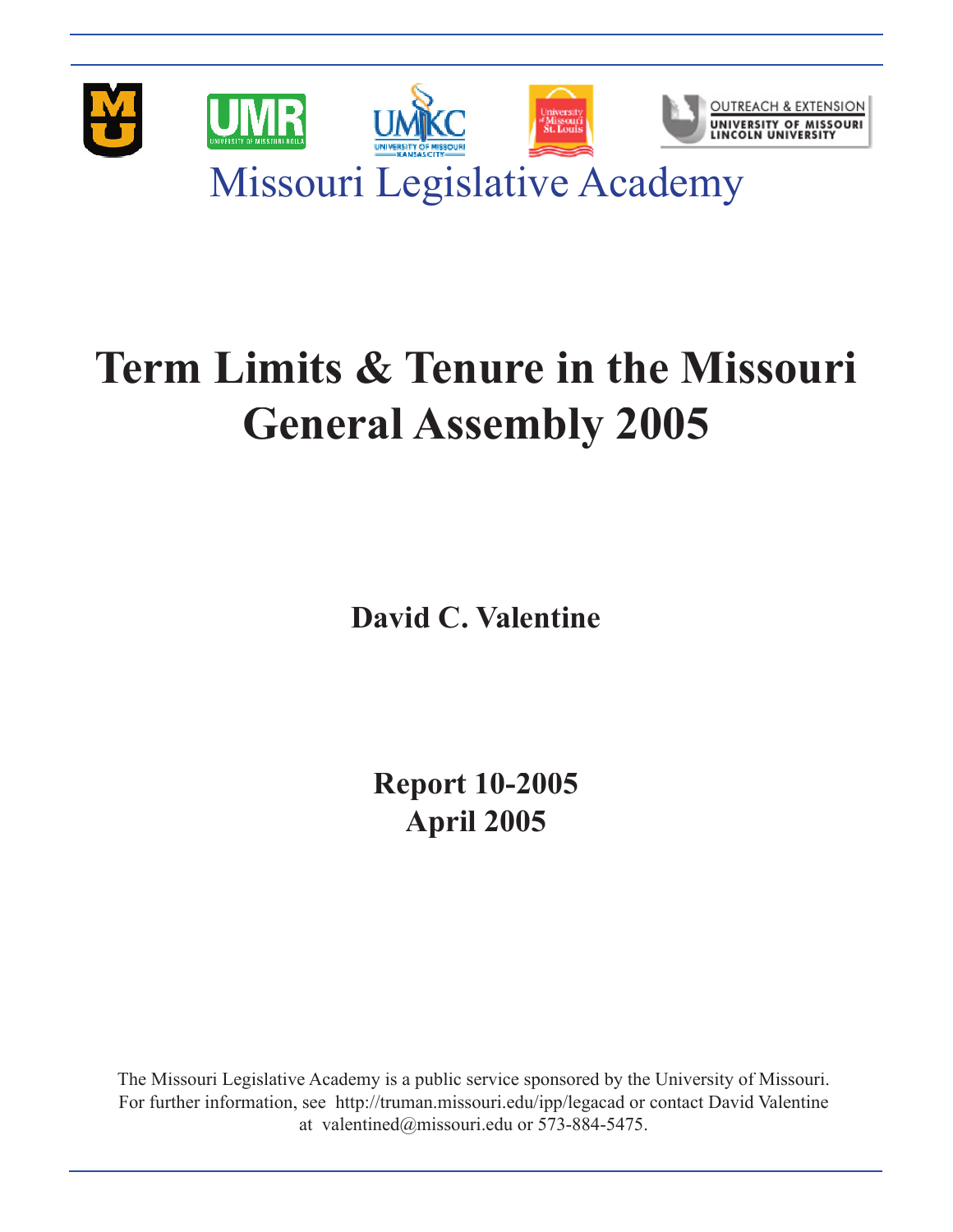Missouri Legislative Academy

# Term Limits & Tenure in the Missouri General Assembly 2005

**David C. Valentine**

**Report 10-2005**
**April 2005**

The Missouri Legislative Academy is a public service sponsored by the University of Missouri. For further information, see http://truman.missouri.edu/ipp/legacad or contact David Valentine at valentined@missouri.edu or 573-884-5475.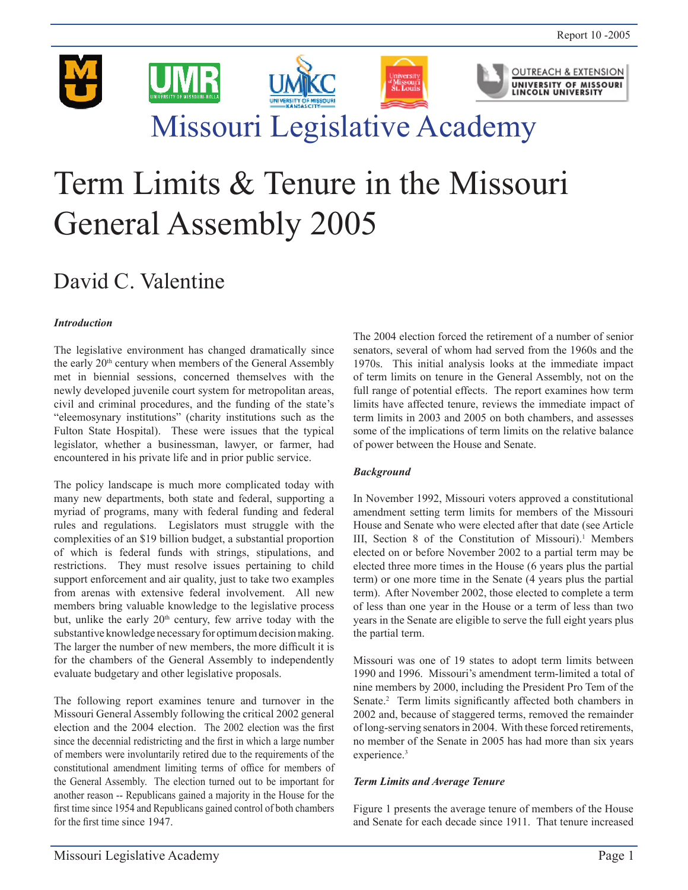Missouri Legislative Academy

# Term Limits & Tenure in the Missouri General Assembly 2005

## David C. Valentine

### *Introduction*

The legislative environment has changed dramatically since the early 20th century when members of the General Assembly met in biennial sessions, concerned themselves with the newly developed juvenile court system for metropolitan areas, civil and criminal procedures, and the funding of the state's "eleemosynary institutions" (charity institutions such as the Fulton State Hospital). These were issues that the typical legislator, whether a businessman, lawyer, or farmer, had encountered in his private life and in prior public service.

The policy landscape is much more complicated today with many new departments, both state and federal, supporting a myriad of programs, many with federal funding and federal rules and regulations. Legislators must struggle with the complexities of an $19 billion budget, a substantial proportion of which is federal funds with strings, stipulations, and restrictions. They must resolve issues pertaining to child support enforcement and air quality, just to take two examples from arenas with extensive federal involvement. All new members bring valuable knowledge to the legislative process but, unlike the early 20th century, few arrive today with the substantive knowledge necessary for optimum decision making. The larger the number of new members, the more difficult it is for the chambers of the General Assembly to independently evaluate budgetary and other legislative proposals.

The following report examines tenure and turnover in the Missouri General Assembly following the critical 2002 general election and the 2004 election. The 2002 election was the first since the decennial redistricting and the first in which a large number of members were involuntarily retired due to the requirements of the constitutional amendment limiting terms of office for members of the General Assembly. The election turned out to be important for another reason -- Republicans gained a majority in the House for the first time since 1954 and Republicans gained control of both chambers for the first time since 1947.

The 2004 election forced the retirement of a number of senior senators, several of whom had served from the 1960s and the 1970s. This initial analysis looks at the immediate impact of term limits on tenure in the General Assembly, not on the full range of potential effects. The report examines how term limits have affected tenure, reviews the immediate impact of term limits in 2003 and 2005 on both chambers, and assesses some of the implications of term limits on the relative balance of power between the House and Senate.

### *Background*

In November 1992, Missouri voters approved a constitutional amendment setting term limits for members of the Missouri House and Senate who were elected after that date (see Article III, Section 8 of the Constitution of Missouri).[1] Members elected on or before November 2002 to a partial term may be elected three more times in the House (6 years plus the partial term) or one more time in the Senate (4 years plus the partial term). After November 2002, those elected to complete a term of less than one year in the House or a term of less than two years in the Senate are eligible to serve the full eight years plus the partial term.

Missouri was one of 19 states to adopt term limits between 1990 and 1996. Missouri's amendment term-limited a total of nine members by 2000, including the President Pro Tem of the Senate.[2] Term limits significantly affected both chambers in 2002 and, because of staggered terms, removed the remainder of long-serving senators in 2004. With these forced retirements, no member of the Senate in 2005 has had more than six years experience.[3]

### *Term Limits and Average Tenure*

Figure 1 presents the average tenure of members of the House and Senate for each decade since 1911. That tenure increased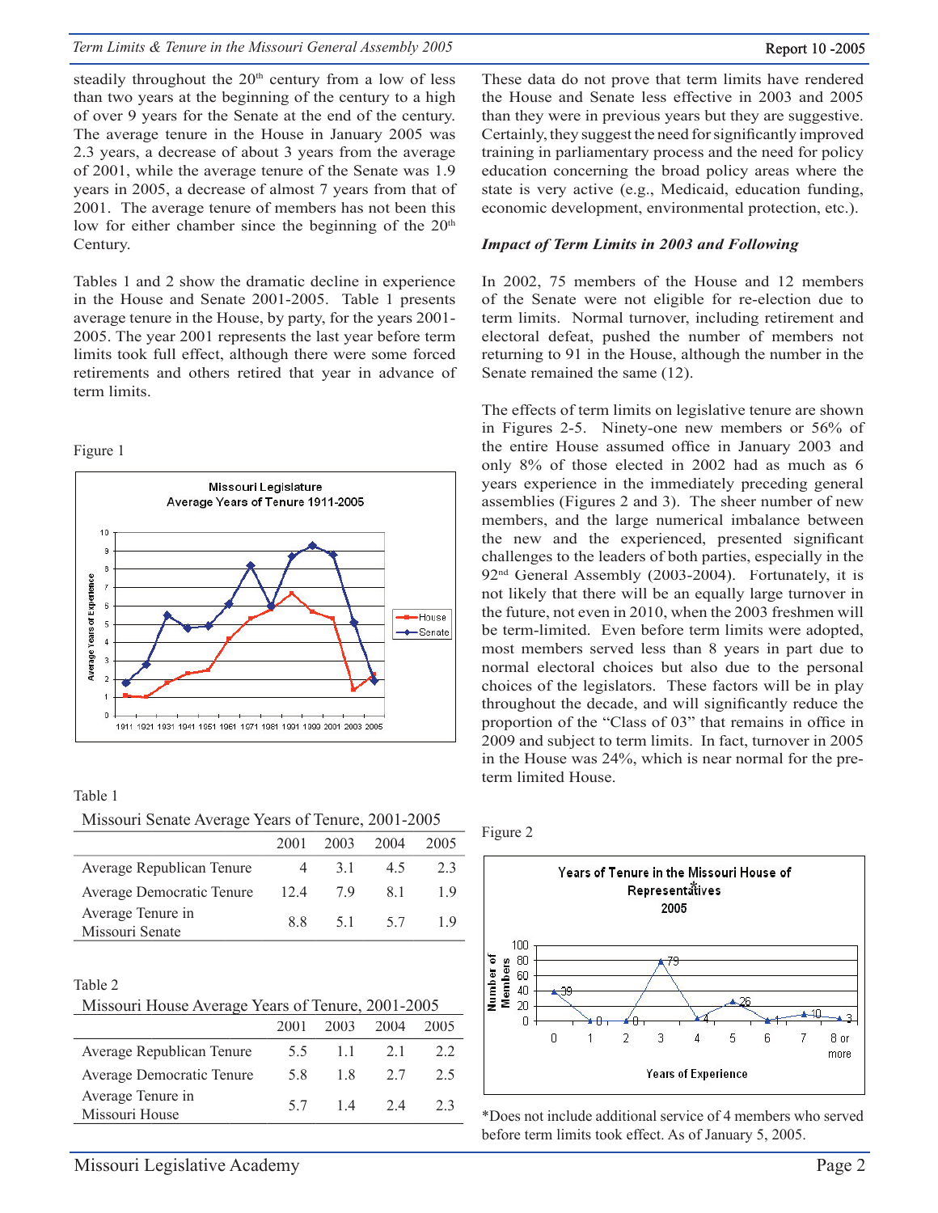steadily throughout the 20th century from a low of less than two years at the beginning of the century to a high of over 9 years for the Senate at the end of the century. The average tenure in the House in January 2005 was 2.3 years, a decrease of about 3 years from the average of 2001, while the average tenure of the Senate was 1.9 years in 2005, a decrease of almost 7 years from that of 2001. The average tenure of members has not been this low for either chamber since the beginning of the 20th Century.

Tables 1 and 2 show the dramatic decline in experience in the House and Senate 2001-2005. Table 1 presents average tenure in the House, by party, for the years 2001-2005. The year 2001 represents the last year before term limits took full effect, although there were some forced retirements and others retired that year in advance of term limits.

Figure 1

Table 1

Missouri Senate Average Years of Tenure, 2001-2005

| | 2001 | 2003 | 2004 | 2005 |
|---|---|---|---|---|
| Average Republican Tenure | 4 | 3.1 | 4.5 | 2.3 |
| Average Democratic Tenure | 12.4 | 7.9 | 8.1 | 1.9 |
| Average Tenure in Missouri Senate | 8.8 | 5.1 | 5.7 | 1.9 |

Table 2

Missouri House Average Years of Tenure, 2001-2005

| | 2001 | 2003 | 2004 | 2005 |
|---|---|---|---|---|
| Average Republican Tenure | 5.5 | 1.1 | 2.1 | 2.2 |
| Average Democratic Tenure | 5.8 | 1.8 | 2.7 | 2.5 |
| Average Tenure in Missouri House | 5.7 | 1.4 | 2.4 | 2.3 |

These data do not prove that term limits have rendered the House and Senate less effective in 2003 and 2005 than they were in previous years but they are suggestive. Certainly, they suggest the need for significantly improved training in parliamentary process and the need for policy education concerning the broad policy areas where the state is very active (e.g., Medicaid, education funding, economic development, environmental protection, etc.).

### *Impact of Term Limits in 2003 and Following*

In 2002, 75 members of the House and 12 members of the Senate were not eligible for re-election due to term limits. Normal turnover, including retirement and electoral defeat, pushed the number of members not returning to 91 in the House, although the number in the Senate remained the same (12).

The effects of term limits on legislative tenure are shown in Figures 2-5. Ninety-one new members or 56% of the entire House assumed office in January 2003 and only 8% of those elected in 2002 had as much as 6 years experience in the immediately preceding general assemblies (Figures 2 and 3). The sheer number of new members, and the large numerical imbalance between the new and the experienced, presented significant challenges to the leaders of both parties, especially in the 92nd General Assembly (2003-2004). Fortunately, it is not likely that there will be an equally large turnover in the future, not even in 2010, when the 2003 freshmen will be term-limited. Even before term limits were adopted, most members served less than 8 years in part due to normal electoral choices but also due to the personal choices of the legislators. These factors will be in play throughout the decade, and will significantly reduce the proportion of the "Class of 03" that remains in office in 2009 and subject to term limits. In fact, turnover in 2005 in the House was 24%, which is near normal for the pre-term limited House.

Figure 2

*Does not include additional service of 4 members who served before term limits took effect. As of January 5, 2005.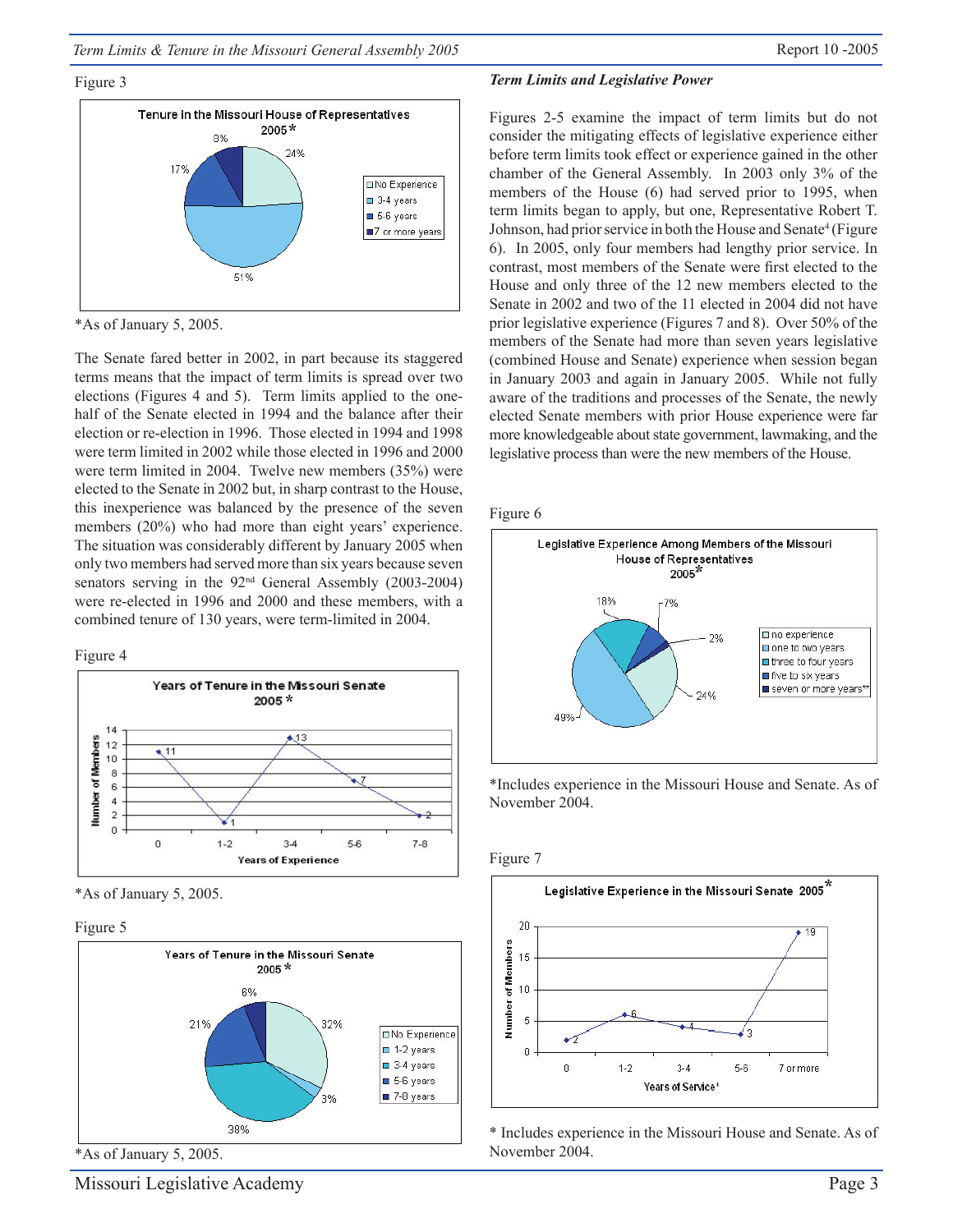Figure 3

Tenure in the Missouri House of Representatives 2005*

*As of January 5, 2005.

The Senate fared better in 2002, in part because its staggered terms means that the impact of term limits is spread over two elections (Figures 4 and 5). Term limits applied to the one-half of the Senate elected in 1994 and the balance after their election or re-election in 1996. Those elected in 1994 and 1998 were term limited in 2002 while those elected in 1996 and 2000 were term limited in 2004. Twelve new members (35%) were elected to the Senate in 2002 but, in sharp contrast to the House, this inexperience was balanced by the presence of the seven members (20%) who had more than eight years' experience. The situation was considerably different by January 2005 when only two members had served more than six years because seven senators serving in the 92nd General Assembly (2003-2004) were re-elected in 1996 and 2000 and these members, with a combined tenure of 130 years, were term-limited in 2004.

Figure 4

Years of Tenure in the Missouri Senate 2005*

*As of January 5, 2005.

Figure 5

Years of Tenure in the Missouri Senate 2005*

*As of January 5, 2005.

### *Term Limits and Legislative Power*

Figures 2-5 examine the impact of term limits but do not consider the mitigating effects of legislative experience either before term limits took effect or experience gained in the other chamber of the General Assembly. In 2003 only 3% of the members of the House (6) had served prior to 1995, when term limits began to apply, but one, Representative Robert T. Johnson, had prior service in both the House and Senate[4] (Figure 6). In 2005, only four members had lengthy prior service. In contrast, most members of the Senate were first elected to the House and only three of the 12 new members elected to the Senate in 2002 and two of the 11 elected in 2004 did not have prior legislative experience (Figures 7 and 8). Over 50% of the members of the Senate had more than seven years legislative (combined House and Senate) experience when session began in January 2003 and again in January 2005. While not fully aware of the traditions and processes of the Senate, the newly elected Senate members with prior House experience were far more knowledgeable about state government, lawmaking, and the legislative process than were the new members of the House.

Figure 6

Legislative Experience Among Members of the Missouri House of Representatives 2005*

*Includes experience in the Missouri House and Senate. As of November 2004.

Figure 7

Legislative Experience in the Missouri Senate 2005*

* Includes experience in the Missouri House and Senate. As of November 2004.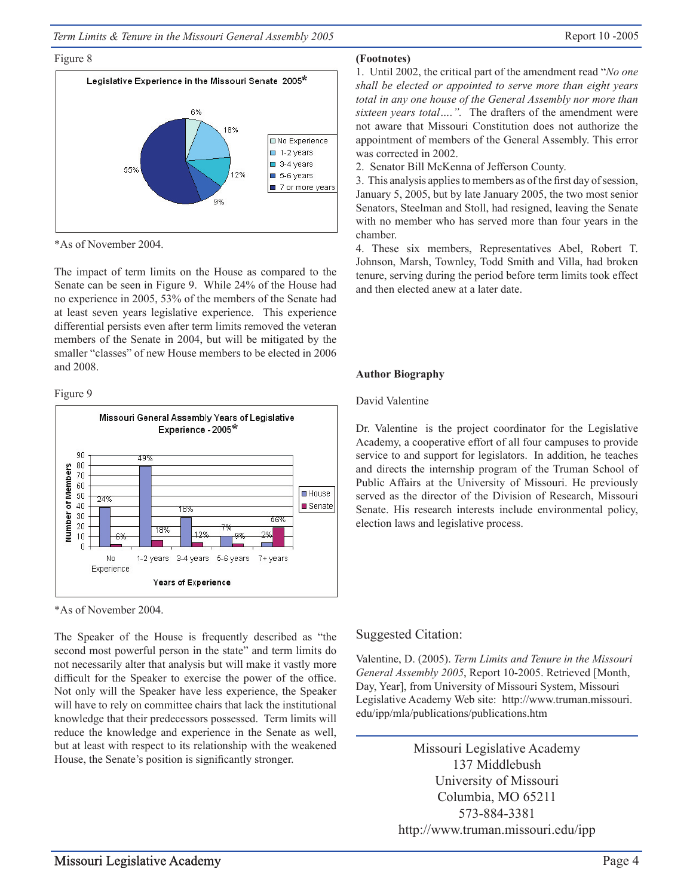Figure 8

Legislative Experience in the Missouri Senate 2005*

6%
18%
12%
9%
55%

No Experience
1-2 years
3-4 years
5-6 years
7 or more years

*As of November 2004.

The impact of term limits on the House as compared to the Senate can be seen in Figure 9. While 24% of the House had no experience in 2005, 53% of the members of the Senate had at least seven years legislative experience. This experience differential persists even after term limits removed the veteran members of the Senate in 2004, but will be mitigated by the smaller "classes" of new House members to be elected in 2006 and 2008.

Figure 9

Missouri General Assembly Years of Legislative Experience - 2005*

Number of Members

0
10
20
30
40
50
60
70
80
90

24%
6%
49%
18%
18%
12%
7%
9%
2%
56%

No Experience
1-2 years
3-4 years
5-6 years
7+ years

Years of Experience

House
Senate

*As of November 2004.

The Speaker of the House is frequently described as "the second most powerful person in the state" and term limits do not necessarily alter that analysis but will make it vastly more difficult for the Speaker to exercise the power of the office. Not only will the Speaker have less experience, the Speaker will have to rely on committee chairs that lack the institutional knowledge that their predecessors possessed. Term limits will reduce the knowledge and experience in the Senate as well, but at least with respect to its relationship with the weakened House, the Senate's position is significantly stronger.

**(Footnotes)**

1. Until 2002, the critical part of the amendment read "*No one shall be elected or appointed to serve more than eight years total in any one house of the General Assembly nor more than sixteen years total….*". The drafters of the amendment were not aware that Missouri Constitution does not authorize the appointment of members of the General Assembly. This error was corrected in 2002.
2. Senator Bill McKenna of Jefferson County.
3. This analysis applies to members as of the first day of session, January 5, 2005, but by late January 2005, the two most senior Senators, Steelman and Stoll, had resigned, leaving the Senate with no member who has served more than four years in the chamber.
4. These six members, Representatives Abel, Robert T. Johnson, Marsh, Townley, Todd Smith and Villa, had broken tenure, serving during the period before term limits took effect and then elected anew at a later date.

**Author Biography**

David Valentine

Dr. Valentine is the project coordinator for the Legislative Academy, a cooperative effort of all four campuses to provide service to and support for legislators. In addition, he teaches and directs the internship program of the Truman School of Public Affairs at the University of Missouri. He previously served as the director of the Division of Research, Missouri Senate. His research interests include environmental policy, election laws and legislative process.

## Suggested Citation:

Valentine, D. (2005). *Term Limits and Tenure in the Missouri General Assembly 2005*, Report 10-2005. Retrieved [Month, Day, Year], from University of Missouri System, Missouri Legislative Academy Web site: http://www.truman.missouri.edu/ipp/mla/publications/publications.htm

Missouri Legislative Academy
137 Middlebush
University of Missouri
Columbia, MO 65211
573-884-3381
http://www.truman.missouri.edu/ipp